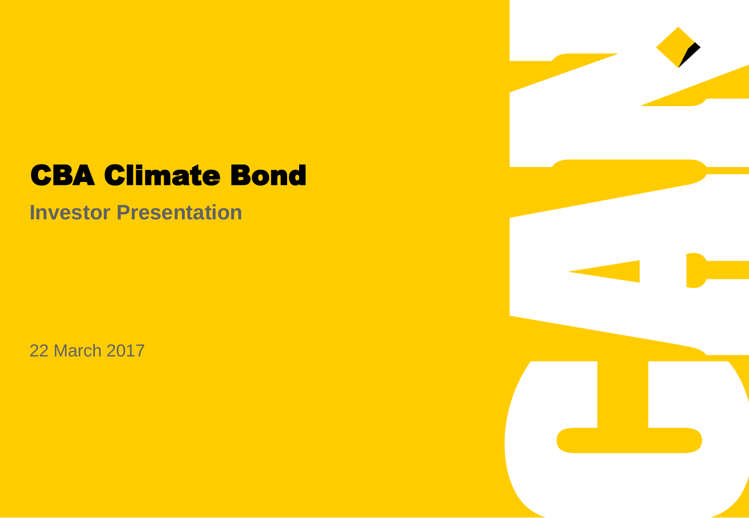# CBA Climate Bond

## Investor Presentation

22 March 2017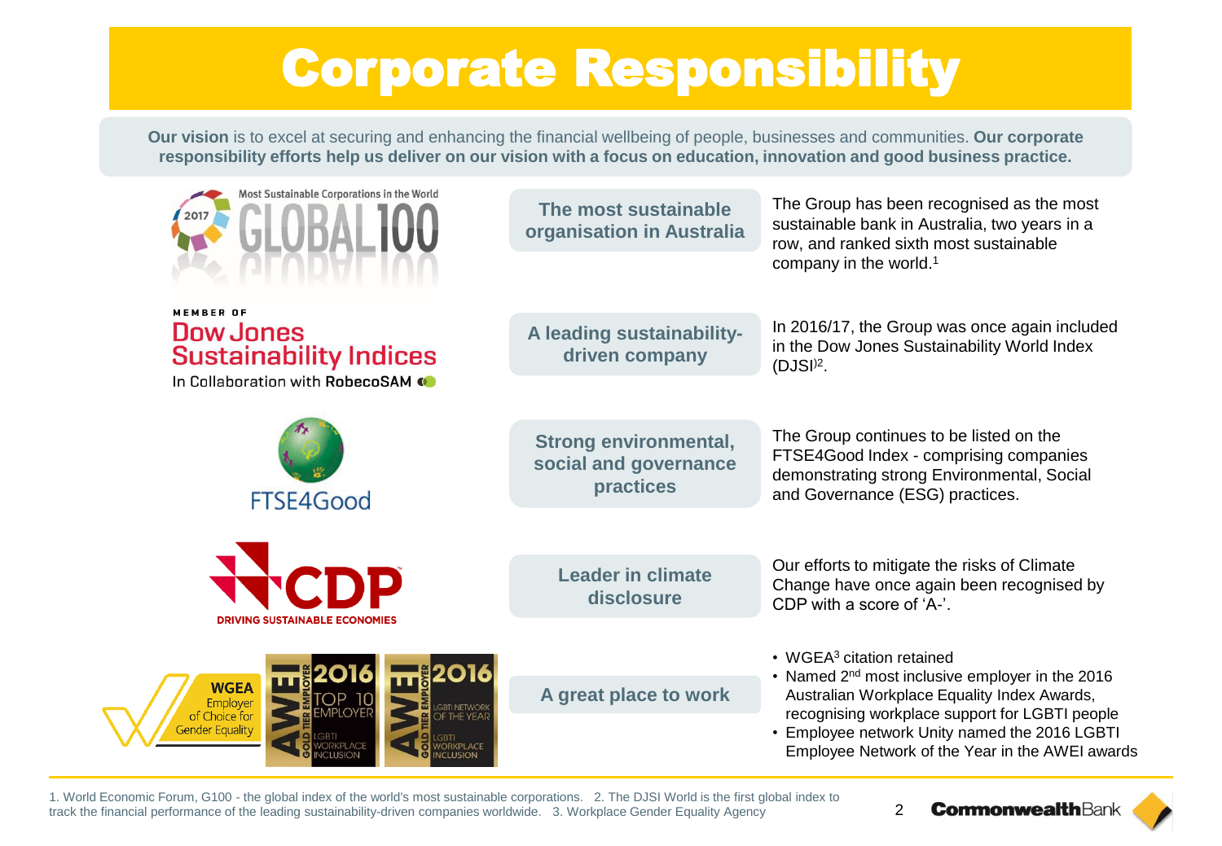# Corporate Responsibility

**Our vision** is to excel at securing and enhancing the financial wellbeing of people, businesses and communities. **Our corporate responsibility efforts help us deliver on our vision with a focus on education, innovation and good business practice.**

Most Sustainable Corporations in the World 2017 GLOBAL 100

**The most sustainable organisation in Australia**

The Group has been recognised as the most sustainable bank in Australia, two years in a row, and ranked sixth most sustainable company in the world.[1]

MEMBER OF Dow Jones Sustainability Indices In Collaboration with RobecoSAM

**A leading sustainability-driven company**

In 2016/17, the Group was once again included in the Dow Jones Sustainability World Index (DJSI)[2].

FTSE4Good

**Strong environmental, social and governance practices**

The Group continues to be listed on the FTSE4Good Index - comprising companies demonstrating strong Environmental, Social and Governance (ESG) practices.

CDP DRIVING SUSTAINABLE ECONOMIES

**Leader in climate disclosure**

Our efforts to mitigate the risks of Climate Change have once again been recognised by CDP with a score of 'A-'.

WGEA Employer of Choice for Gender Equality

AWEI 2016 Gold Tier Employer – Top 10 Employer – LGBTI Workplace Inclusion

AWEI 2016 Gold Tier Employer – LGBTI Network of the Year – LGBTI Workplace Inclusion

**A great place to work**

- WGEA[3] citation retained
- Named 2nd most inclusive employer in the 2016 Australian Workplace Equality Index Awards, recognising workplace support for LGBTI people
- Employee network Unity named the 2016 LGBTI Employee Network of the Year in the AWEI awards

1. World Economic Forum, G100 - the global index of the world's most sustainable corporations. 2. The DJSI World is the first global index to track the financial performance of the leading sustainability-driven companies worldwide. 3. Workplace Gender Equality Agency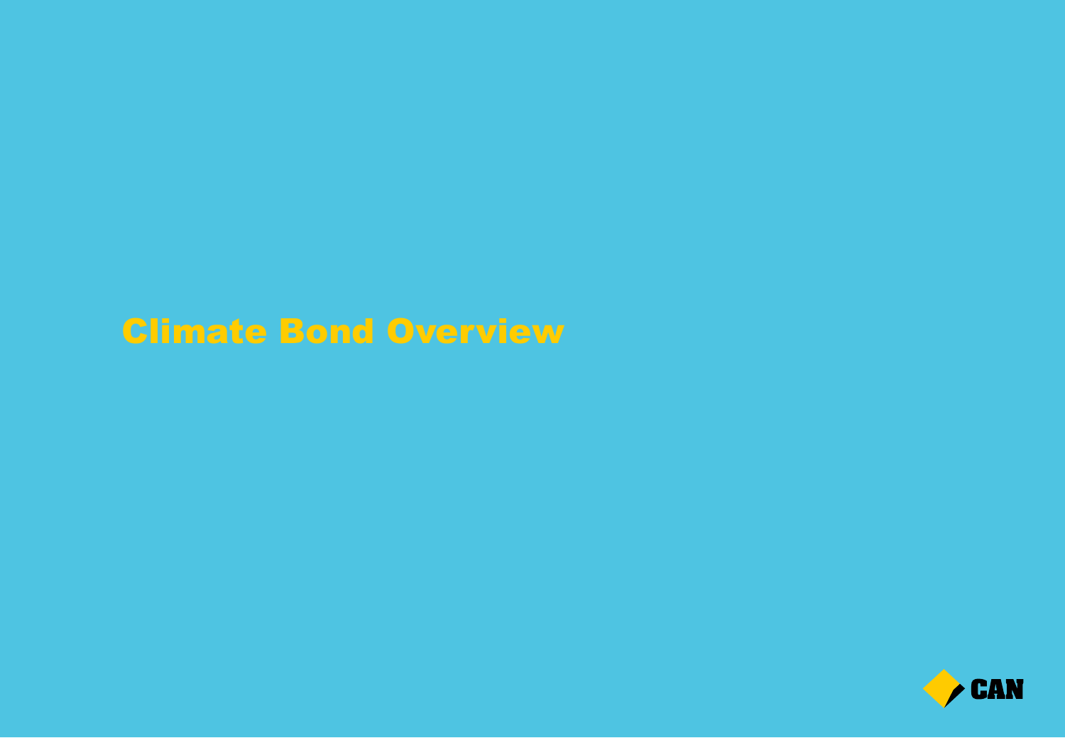# Climate Bond Overview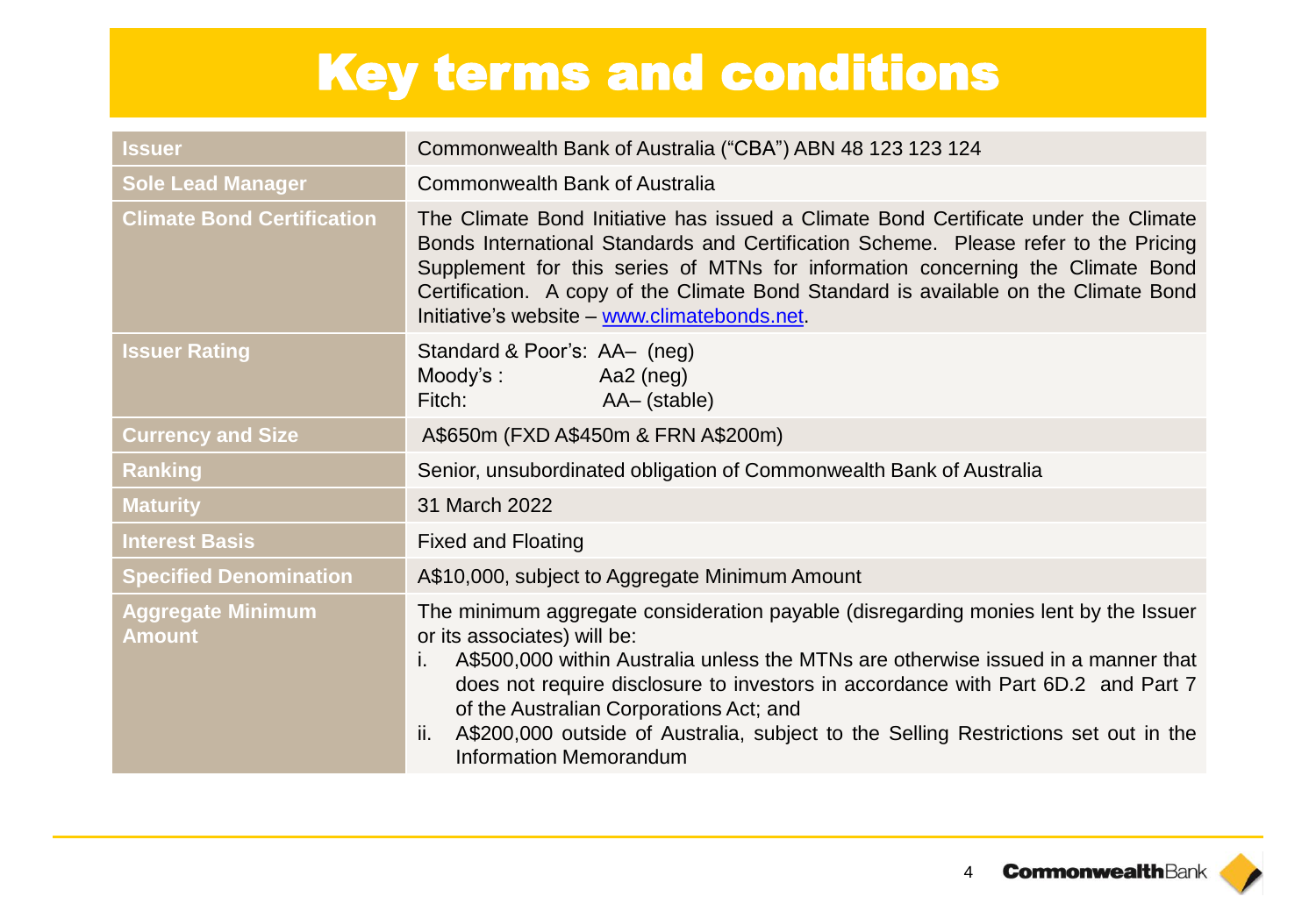# Key terms and conditions

| | |
|---|---|
| **Issuer** | Commonwealth Bank of Australia ("CBA") ABN 48 123 123 124 |
| **Sole Lead Manager** | Commonwealth Bank of Australia |
| **Climate Bond Certification** | The Climate Bond Initiative has issued a Climate Bond Certificate under the Climate Bonds International Standards and Certification Scheme. Please refer to the Pricing Supplement for this series of MTNs for information concerning the Climate Bond Certification. A copy of the Climate Bond Standard is available on the Climate Bond Initiative's website – www.climatebonds.net. |
| **Issuer Rating** | Standard & Poor's: AA– (neg)<br>Moody's : Aa2 (neg)<br>Fitch: AA– (stable) |
| **Currency and Size** | A$650m (FXD A$450m & FRN A$200m) |
| **Ranking** | Senior, unsubordinated obligation of Commonwealth Bank of Australia |
| **Maturity** | 31 March 2022 |
| **Interest Basis** | Fixed and Floating |
| **Specified Denomination** | A$10,000, subject to Aggregate Minimum Amount |
| **Aggregate Minimum Amount** | The minimum aggregate consideration payable (disregarding monies lent by the Issuer or its associates) will be:<br>i. A$500,000 within Australia unless the MTNs are otherwise issued in a manner that does not require disclosure to investors in accordance with Part 6D.2 and Part 7 of the Australian Corporations Act; and<br>ii. A$200,000 outside of Australia, subject to the Selling Restrictions set out in the Information Memorandum |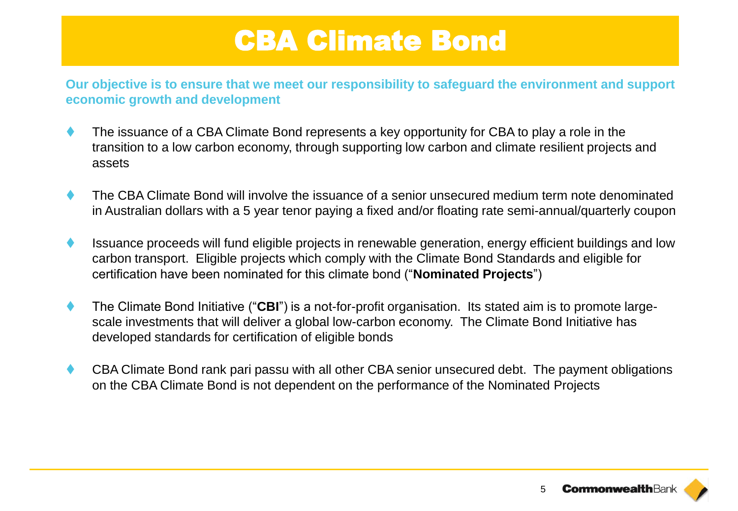# CBA Climate Bond

**Our objective is to ensure that we meet our responsibility to safeguard the environment and support economic growth and development**

- The issuance of a CBA Climate Bond represents a key opportunity for CBA to play a role in the transition to a low carbon economy, through supporting low carbon and climate resilient projects and assets

- The CBA Climate Bond will involve the issuance of a senior unsecured medium term note denominated in Australian dollars with a 5 year tenor paying a fixed and/or floating rate semi-annual/quarterly coupon

- Issuance proceeds will fund eligible projects in renewable generation, energy efficient buildings and low carbon transport. Eligible projects which comply with the Climate Bond Standards and eligible for certification have been nominated for this climate bond ("**Nominated Projects**")

- The Climate Bond Initiative ("**CBI**") is a not-for-profit organisation. Its stated aim is to promote large-scale investments that will deliver a global low-carbon economy. The Climate Bond Initiative has developed standards for certification of eligible bonds

- CBA Climate Bond rank pari passu with all other CBA senior unsecured debt. The payment obligations on the CBA Climate Bond is not dependent on the performance of the Nominated Projects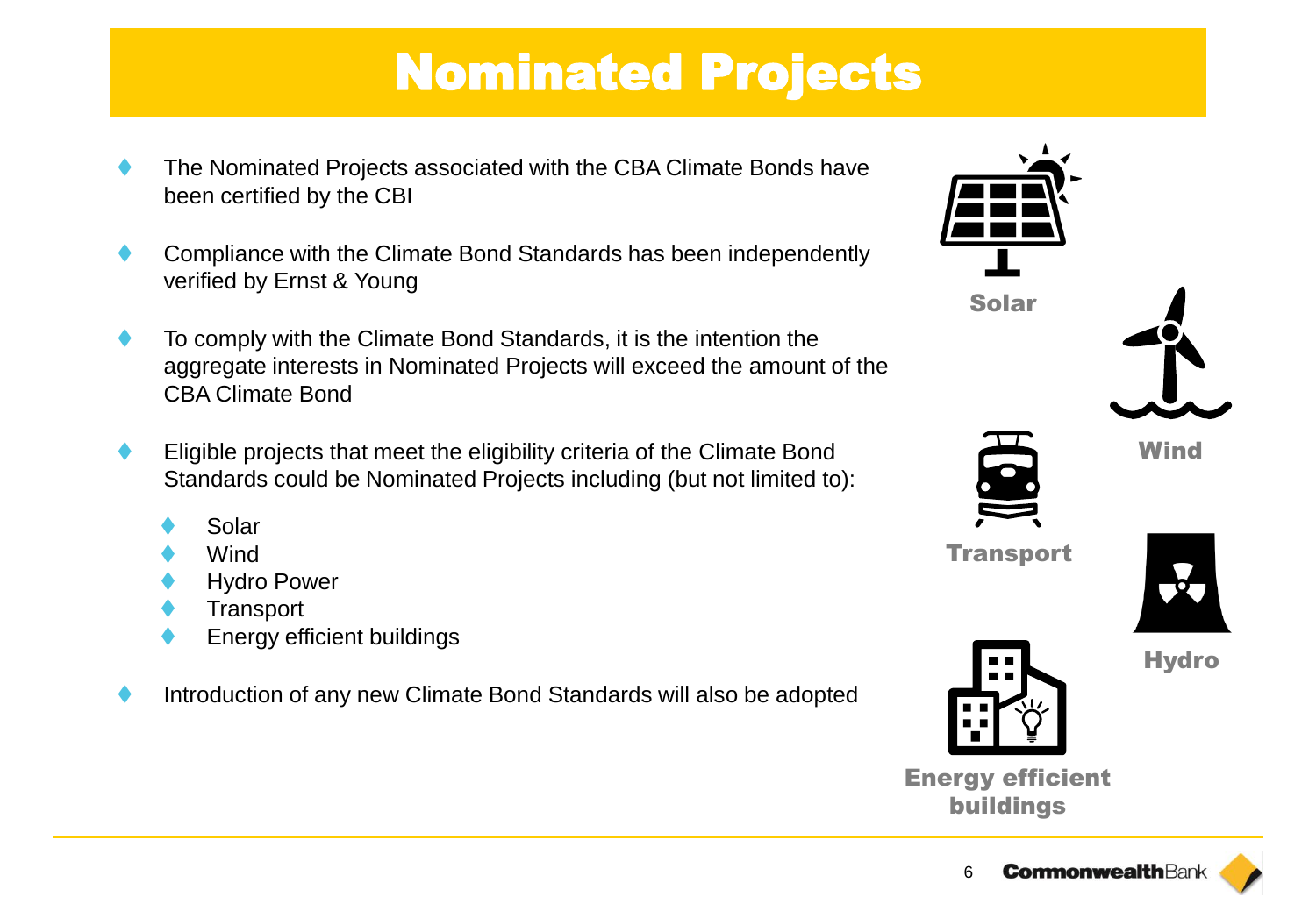# Nominated Projects

- The Nominated Projects associated with the CBA Climate Bonds have been certified by the CBI
- Compliance with the Climate Bond Standards has been independently verified by Ernst & Young
- To comply with the Climate Bond Standards, it is the intention the aggregate interests in Nominated Projects will exceed the amount of the CBA Climate Bond
- Eligible projects that meet the eligibility criteria of the Climate Bond Standards could be Nominated Projects including (but not limited to):
  - Solar
  - Wind
  - Hydro Power
  - Transport
  - Energy efficient buildings
- Introduction of any new Climate Bond Standards will also be adopted

Solar

Wind

Transport

Hydro

Energy efficient buildings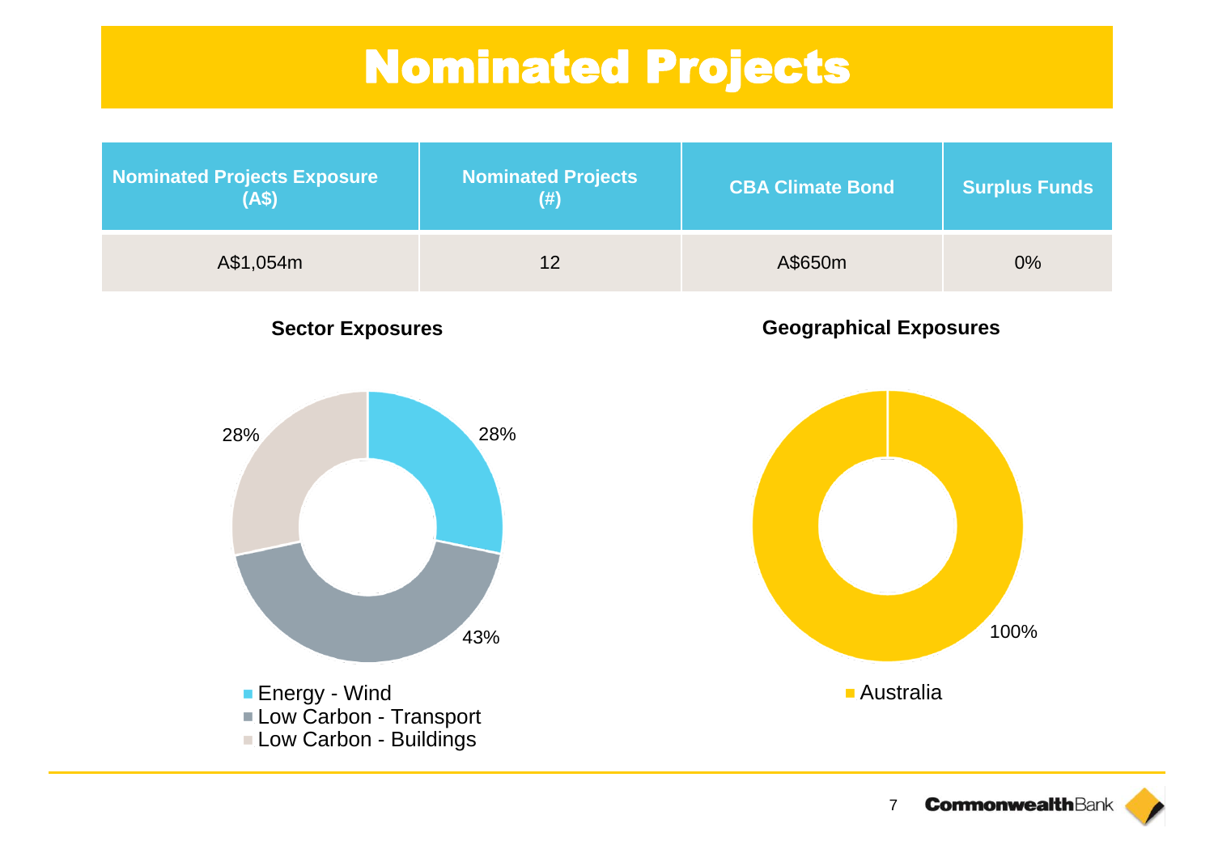# Nominated Projects

| Nominated Projects Exposure (A$) | Nominated Projects (#) | CBA Climate Bond | Surplus Funds |
|---|---|---|---|
| A$1,054m | 12 | A$650m | 0% |

**Sector Exposures**

- Energy - Wind: 28%
- Low Carbon - Transport: 43%
- Low Carbon - Buildings: 28%

**Geographical Exposures**

- Australia: 100%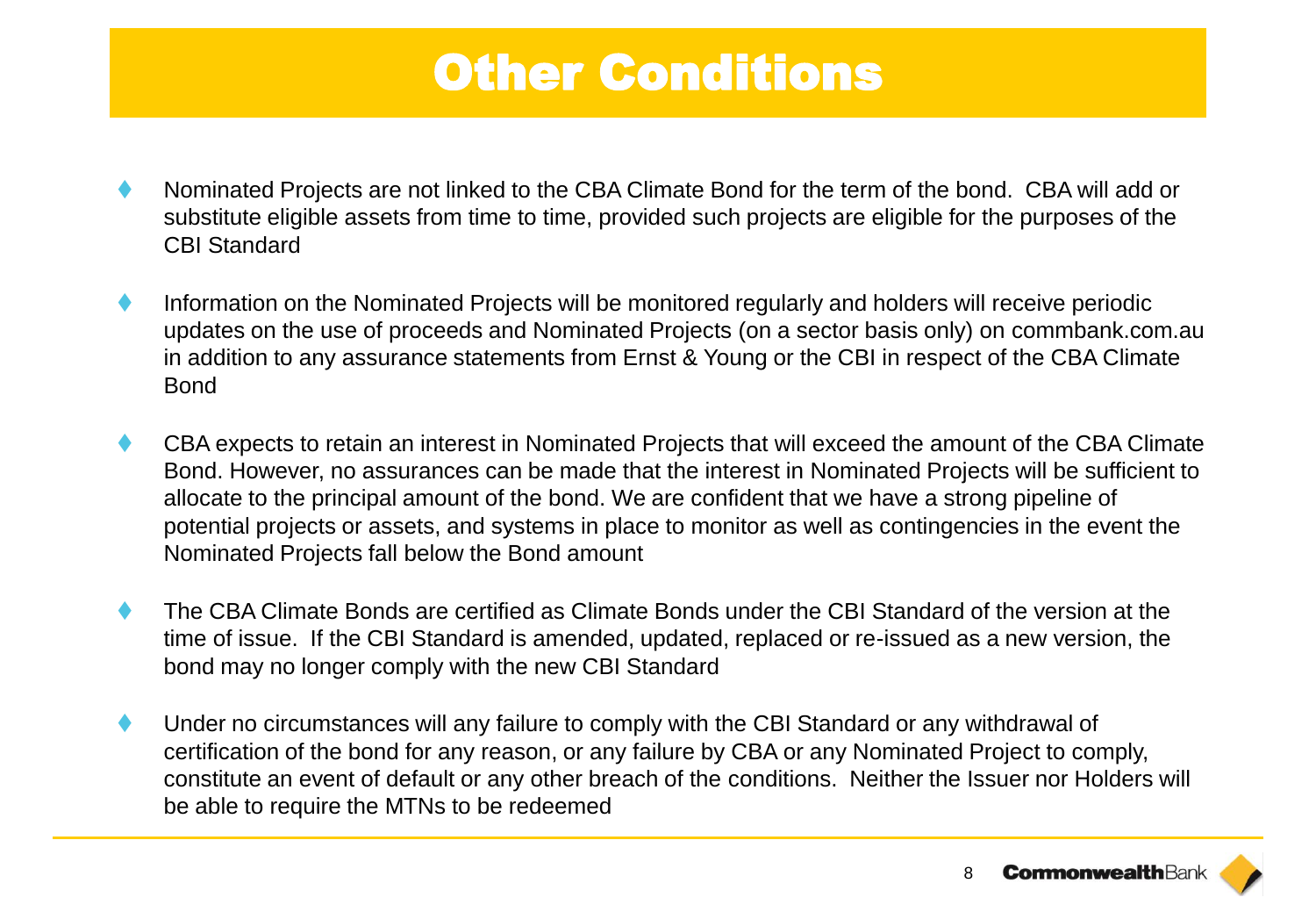# Other Conditions

- Nominated Projects are not linked to the CBA Climate Bond for the term of the bond. CBA will add or substitute eligible assets from time to time, provided such projects are eligible for the purposes of the CBI Standard
- Information on the Nominated Projects will be monitored regularly and holders will receive periodic updates on the use of proceeds and Nominated Projects (on a sector basis only) on commbank.com.au in addition to any assurance statements from Ernst & Young or the CBI in respect of the CBA Climate Bond
- CBA expects to retain an interest in Nominated Projects that will exceed the amount of the CBA Climate Bond. However, no assurances can be made that the interest in Nominated Projects will be sufficient to allocate to the principal amount of the bond. We are confident that we have a strong pipeline of potential projects or assets, and systems in place to monitor as well as contingencies in the event the Nominated Projects fall below the Bond amount
- The CBA Climate Bonds are certified as Climate Bonds under the CBI Standard of the version at the time of issue. If the CBI Standard is amended, updated, replaced or re-issued as a new version, the bond may no longer comply with the new CBI Standard
- Under no circumstances will any failure to comply with the CBI Standard or any withdrawal of certification of the bond for any reason, or any failure by CBA or any Nominated Project to comply, constitute an event of default or any other breach of the conditions. Neither the Issuer nor Holders will be able to require the MTNs to be redeemed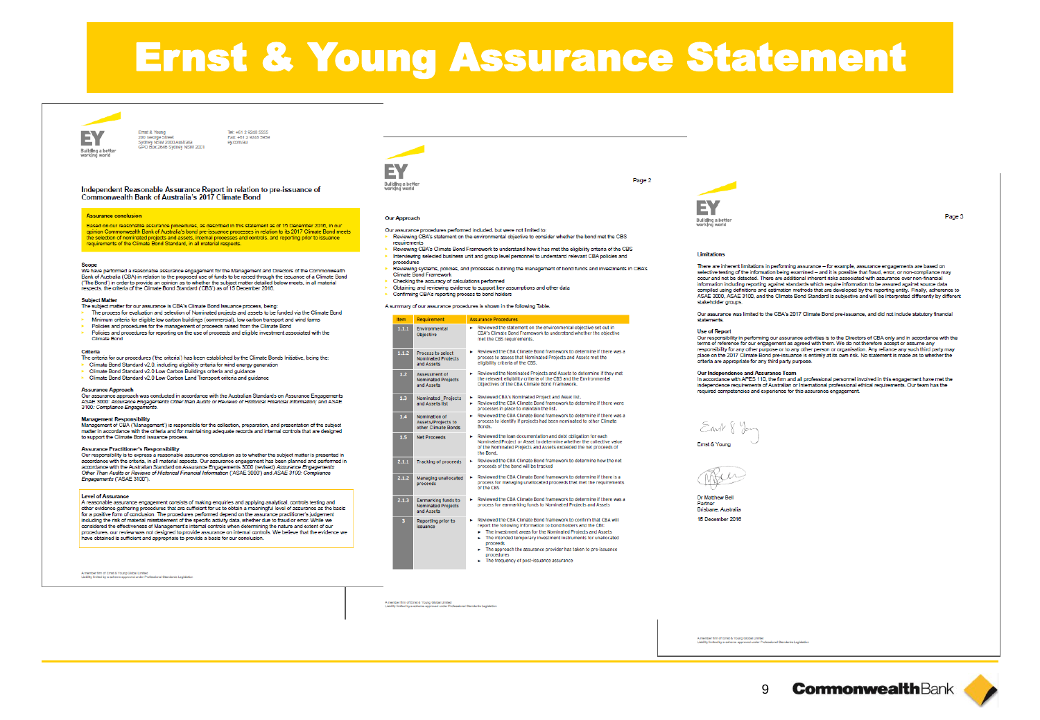# Ernst & Young Assurance Statement

Ernst & Young
200 George Street
Sydney NSW 2000 Australia
GPO Box 2646 Sydney NSW 2001

Tel: +61 2 9248 5555
Fax: +61 2 9248 5959
ey.com/au

## Independent Reasonable Assurance Report in relation to pre-issuance of Commonwealth Bank of Australia's 2017 Climate Bond

### Assurance conclusion

Based on our reasonable assurance procedures, as described in this statement as of 15 December 2016, in our opinion Commonwealth Bank of Australia's bond pre-issuance processes in relation to its 2017 Climate Bond meets the selection of nominated projects and assets, internal processes and controls, and reporting prior to issuance requirements of the Climate Bond Standard, in all material respects.

### Scope

We have performed a reasonable assurance engagement for the Management and Directors of the Commonwealth Bank of Australia (CBA) in relation to the proposed use of funds to be raised through the issuance of a Climate Bond ('The Bond') in order to provide an opinion as to whether the subject matter detailed below meets, in all material respects, the criteria of the Climate Bond Standard ('CBS') as of 15 December 2016.

### Subject Matter

The subject matter for our assurance is CBA's Climate Bond issuance process, being:

- The process for evaluation and selection of Nominated projects and assets to be funded via the Climate Bond
- Minimum criteria for eligible low carbon buildings (commercial), low carbon transport and wind farms
- Policies and procedures for the management of proceeds raised from the Climate Bond
- Policies and procedures for reporting on the use of proceeds and eligible investment associated with the Climate Bond

### Criteria

The criteria for our procedures ('the criteria') has been established by the Climate Bonds Initiative, being the:

- Climate Bond Standard v2.0, including eligibility criteria for wind energy generation
- Climate Bond Standard v2.0 Low Carbon Buildings criteria and guidance
- Climate Bond Standard v2.0 Low Carbon Land Transport criteria and guidance

### Assurance Approach

Our assurance approach was conducted in accordance with the Australian Standards on Assurance Engagements ASAE 3000: *Assurance Engagements Other than Audits or Reviews of Historical Financial Information*; and ASAE 3100: *Compliance Engagements*.

### Management Responsibility

Management of CBA ('Management') is responsible for the collection, preparation, and presentation of the subject matter in accordance with the criteria and for maintaining adequate records and internal controls that are designed to support the Climate Bond issuance process.

### Assurance Practitioner's Responsibility

Our responsibility is to express a reasonable assurance conclusion as to whether the subject matter is presented in accordance with the criteria, in all material aspects. Our assurance engagement has been planned and performed in accordance with the Australian Standard on Assurance Engagements 3000 (revised) *Assurance Engagements Other Than Audits or Reviews of Historical Financial Information* ('ASAE 3000') and *ASAE 3100: Compliance Engagements* ('ASAE 3100').

### Level of Assurance

A reasonable assurance engagement consists of making enquiries and applying analytical, controls testing and other evidence-gathering procedures that are sufficient for us to obtain a meaningful level of assurance as the basis for a positive form of conclusion. The procedures performed depend on the assurance practitioner's judgement including the risk of material misstatement of the specific activity data, whether due to fraud or error. While we considered the effectiveness of Management's internal controls when determining the nature and extent of our procedures, our review was not designed to provide assurance on internal controls. We believe that the evidence we have obtained is sufficient and appropriate to provide a basis for our conclusion.

A member firm of Ernst & Young Global Limited
Liability limited by a scheme approved under Professional Standards Legislation

### Our Approach

Our assurance procedures performed included, but were not limited to:

- Reviewing CBA's statement on the environmental objective to consider whether the bond met the CBS requirements
- Reviewing CBA's Climate Bond Framework to understand how it has met the eligibility criteria of the CBS
- Interviewing selected business unit and group level personnel to understand relevant CBA policies and procedures
- Reviewing systems, policies, and processes outlining the management of bond funds and investments in CBA's Climate Bond Framework
- Checking the accuracy of calculations performed
- Obtaining and reviewing evidence to support key assumptions and other data
- Confirming CBA's reporting process to bond holders

A summary of our assurance procedures is shown in the following Table.

| Item | Requirement | Assurance Procedures |
|---|---|---|
| 1.1.1 | Environmental Objective | Reviewed the statement on the environmental objective set out in CBA's Climate Bond Framework to understand whether the objective met the CBS requirements. |
| 1.1.2 | Process to select Nominated Projects and Assets | Reviewed the CBA Climate Bond framework to determine if there was a process to assess that Nominated Projects and Assets met the eligibility criteria of the CBS. |
| 1.2 | Assessment of Nominated Projects and Assets | Reviewed the Nominated Projects and Assets to determine if they met the relevant eligibility criteria of the CBS and the Environmental Objectives of the CBA Climate Bond Framework. |
| 1.3 | Nominated Projects and Assets list | Reviewed CBA's Nominated Project and Asset list.<br>Reviewed the CBA Climate Bond framework to determine if there were processes in place to maintain the list. |
| 1.4 | Nomination of Assets/Projects to other Climate Bonds | Reviewed the CBA Climate Bond framework to determine if there was a process to identify if projects had been nominated to other Climate Bonds. |
| 1.5 | Net Proceeds | Reviewed the loan documentation and debt obligation for each Nominated Project or Asset to determine whether the collective value of the Nominated Projects and Assets exceeded the net proceeds of the Bond. |
| 2.1.1 | Tracking of proceeds | Reviewed the CBA Climate Bond framework to determine how the net proceeds of the bond will be tracked |
| 2.1.2 | Managing unallocated proceeds | Reviewed the CBA Climate Bond framework to determine if there is a process for managing unallocated proceeds in line with the requirements of the CBS |
| 2.1.3 | Earmarking funds to Nominated Projects and Assets | Reviewed the CBA Climate Bond framework to determine if there was a process for earmarking funds to Nominated Projects and Assets |
| 3 | Reporting prior to issuance | Reviewed the CBA Climate Bond framework to confirm that CBA will report the following information to bond holders and the CBI:<br>- The investment areas for the Nominated Projects and Assets<br>- The intended temporary investment instruments for unallocated proceeds<br>- The approach the assurance provider has taken to pre-issuance procedures<br>- The frequency of post-issuance assurance |

A member firm of Ernst & Young Global Limited
Liability limited by a scheme approved under Professional Standards Legislation

### Limitations

There are inherent limitations in performing assurance – for example, assurance engagements are based on selective testing of the information being examined – and it is possible that fraud, error, or non-compliance may occur and not be detected. There are additional inherent risks associated with assurance over non-financial information including reporting against standards which require information to be assured against source data compiled using definitions and estimation methods that are developed by the reporting entity. Finally, adherence to ASAE 3000, ASAE 3100, and the Climate Bond Standard is subjective and will be interpreted differently by different stakeholder groups.

Our assurance was limited to the CBA's 2017 Climate Bond pre-issuance, and did not include statutory financial statements.

### Use of Report

Our responsibility in performing our assurance activities is to the Directors of CBA only and in accordance with the terms of reference for our engagement as agreed with them. We do not therefore accept or assume any responsibility for any other purpose or to any other person or organisation. Any reliance any such third party may place on the 2017 Climate Bond pre-issuance is entirely at its own risk. No statement is made as to whether the criteria are appropriate for any third party purpose.

### Our Independence and Assurance Team

In accordance with APES 110, the firm and all professional personnel involved in this engagement have met the independence requirements of Australian or International professional ethical requirements. Our team has the required competencies and experience for this assurance engagement.

Ernst & Young

Dr Matthew Bell
Partner
Brisbane, Australia
15 December 2016

A member firm of Ernst & Young Global Limited
Liability limited by a scheme approved under Professional Standards Legislation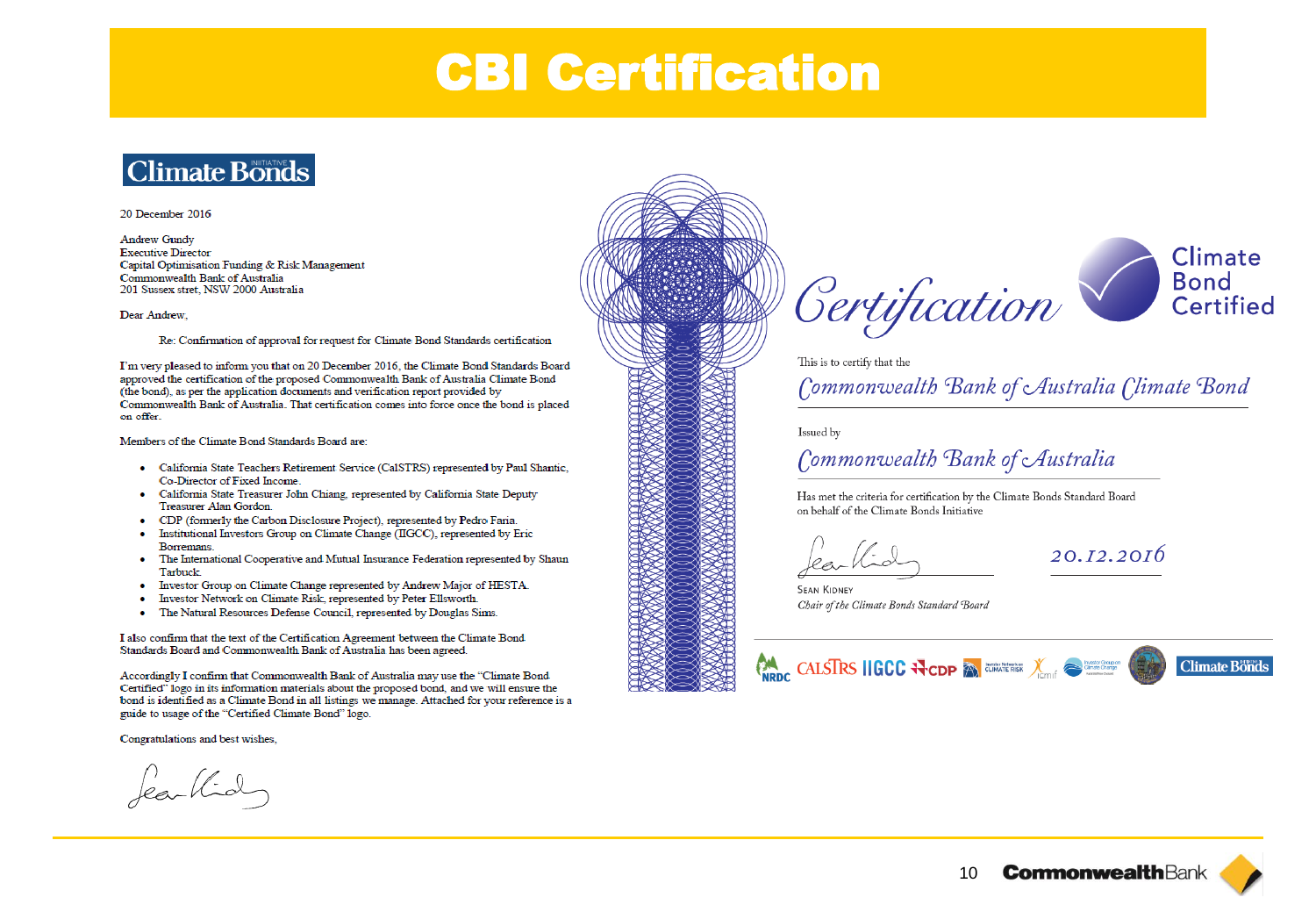# CBI Certification

Climate Bonds

20 December 2016

Andrew Gundy
Executive Director
Capital Optimisation Funding & Risk Management
Commonwealth Bank of Australia
201 Sussex stret, NSW 2000 Australia

Dear Andrew,

Re: Confirmation of approval for request for Climate Bond Standards certification

I'm very pleased to inform you that on 20 December 2016, the Climate Bond Standards Board approved the certification of the proposed Commonwealth Bank of Australia Climate Bond (the bond), as per the application documents and verification report provided by Commonwealth Bank of Australia. That certification comes into force once the bond is placed on offer.

Members of the Climate Bond Standards Board are:

- California State Teachers Retirement Service (CalSTRS) represented by Paul Shantic, Co-Director of Fixed Income.
- California State Treasurer John Chiang, represented by California State Deputy Treasurer Alan Gordon.
- CDP (formerly the Carbon Disclosure Project), represented by Pedro Faria.
- Institutional Investors Group on Climate Change (IIGCC), represented by Eric Borremans.
- The International Cooperative and Mutual Insurance Federation represented by Shaun Tarbuck.
- Investor Group on Climate Change represented by Andrew Major of HESTA.
- Investor Network on Climate Risk, represented by Peter Ellsworth.
- The Natural Resources Defense Council, represented by Douglas Sims.

I also confirm that the text of the Certification Agreement between the Climate Bond Standards Board and Commonwealth Bank of Australia has been agreed.

Accordingly I confirm that Commonwealth Bank of Australia may use the "Climate Bond Certified" logo in its information materials about the proposed bond, and we will ensure the bond is identified as a Climate Bond in all listings we manage. Attached for your reference is a guide to usage of the "Certified Climate Bond" logo.

Congratulations and best wishes,

*Certification*

Climate Bond Certified

This is to certify that the

*Commonwealth Bank of Australia Climate Bond*

Issued by

*Commonwealth Bank of Australia*

Has met the criteria for certification by the Climate Bonds Standard Board on behalf of the Climate Bonds Initiative

20.12.2016

SEAN KIDNEY
*Chair of the Climate Bonds Standard Board*

NRDC CalSTRS IIGCC CDP Investor Network on Climate Risk ICMIF Investor Group on Climate Change Climate Bonds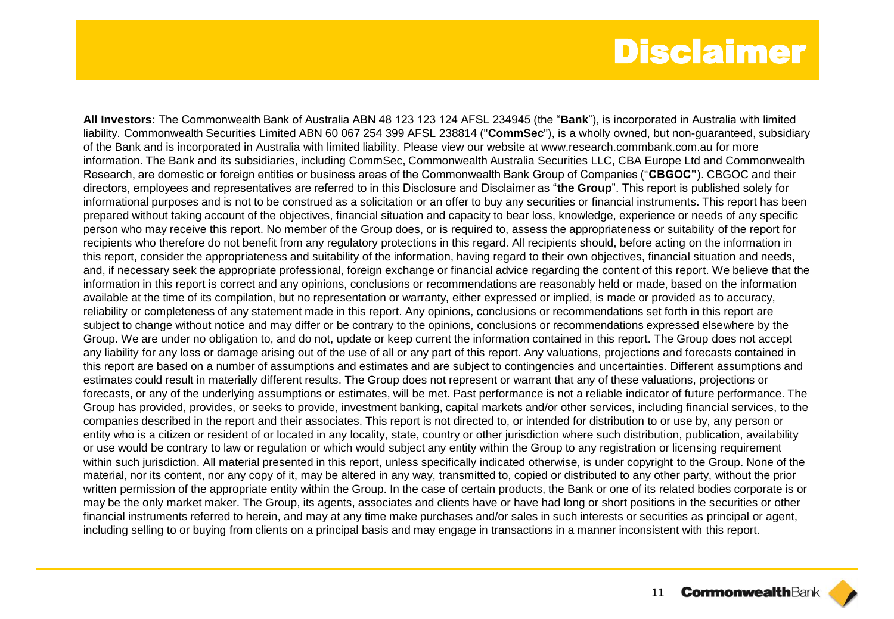# Disclaimer

**All Investors:** The Commonwealth Bank of Australia ABN 48 123 123 124 AFSL 234945 (the "**Bank**"), is incorporated in Australia with limited liability. Commonwealth Securities Limited ABN 60 067 254 399 AFSL 238814 ("**CommSec**"), is a wholly owned, but non-guaranteed, subsidiary of the Bank and is incorporated in Australia with limited liability. Please view our website at www.research.commbank.com.au for more information. The Bank and its subsidiaries, including CommSec, Commonwealth Australia Securities LLC, CBA Europe Ltd and Commonwealth Research, are domestic or foreign entities or business areas of the Commonwealth Bank Group of Companies ("**CBGOC"**). CBGOC and their directors, employees and representatives are referred to in this Disclosure and Disclaimer as "**the Group**". This report is published solely for informational purposes and is not to be construed as a solicitation or an offer to buy any securities or financial instruments. This report has been prepared without taking account of the objectives, financial situation and capacity to bear loss, knowledge, experience or needs of any specific person who may receive this report. No member of the Group does, or is required to, assess the appropriateness or suitability of the report for recipients who therefore do not benefit from any regulatory protections in this regard. All recipients should, before acting on the information in this report, consider the appropriateness and suitability of the information, having regard to their own objectives, financial situation and needs, and, if necessary seek the appropriate professional, foreign exchange or financial advice regarding the content of this report. We believe that the information in this report is correct and any opinions, conclusions or recommendations are reasonably held or made, based on the information available at the time of its compilation, but no representation or warranty, either expressed or implied, is made or provided as to accuracy, reliability or completeness of any statement made in this report. Any opinions, conclusions or recommendations set forth in this report are subject to change without notice and may differ or be contrary to the opinions, conclusions or recommendations expressed elsewhere by the Group. We are under no obligation to, and do not, update or keep current the information contained in this report. The Group does not accept any liability for any loss or damage arising out of the use of all or any part of this report. Any valuations, projections and forecasts contained in this report are based on a number of assumptions and estimates and are subject to contingencies and uncertainties. Different assumptions and estimates could result in materially different results. The Group does not represent or warrant that any of these valuations, projections or forecasts, or any of the underlying assumptions or estimates, will be met. Past performance is not a reliable indicator of future performance. The Group has provided, provides, or seeks to provide, investment banking, capital markets and/or other services, including financial services, to the companies described in the report and their associates. This report is not directed to, or intended for distribution to or use by, any person or entity who is a citizen or resident of or located in any locality, state, country or other jurisdiction where such distribution, publication, availability or use would be contrary to law or regulation or which would subject any entity within the Group to any registration or licensing requirement within such jurisdiction. All material presented in this report, unless specifically indicated otherwise, is under copyright to the Group. None of the material, nor its content, nor any copy of it, may be altered in any way, transmitted to, copied or distributed to any other party, without the prior written permission of the appropriate entity within the Group. In the case of certain products, the Bank or one of its related bodies corporate is or may be the only market maker. The Group, its agents, associates and clients have or have had long or short positions in the securities or other financial instruments referred to herein, and may at any time make purchases and/or sales in such interests or securities as principal or agent, including selling to or buying from clients on a principal basis and may engage in transactions in a manner inconsistent with this report.